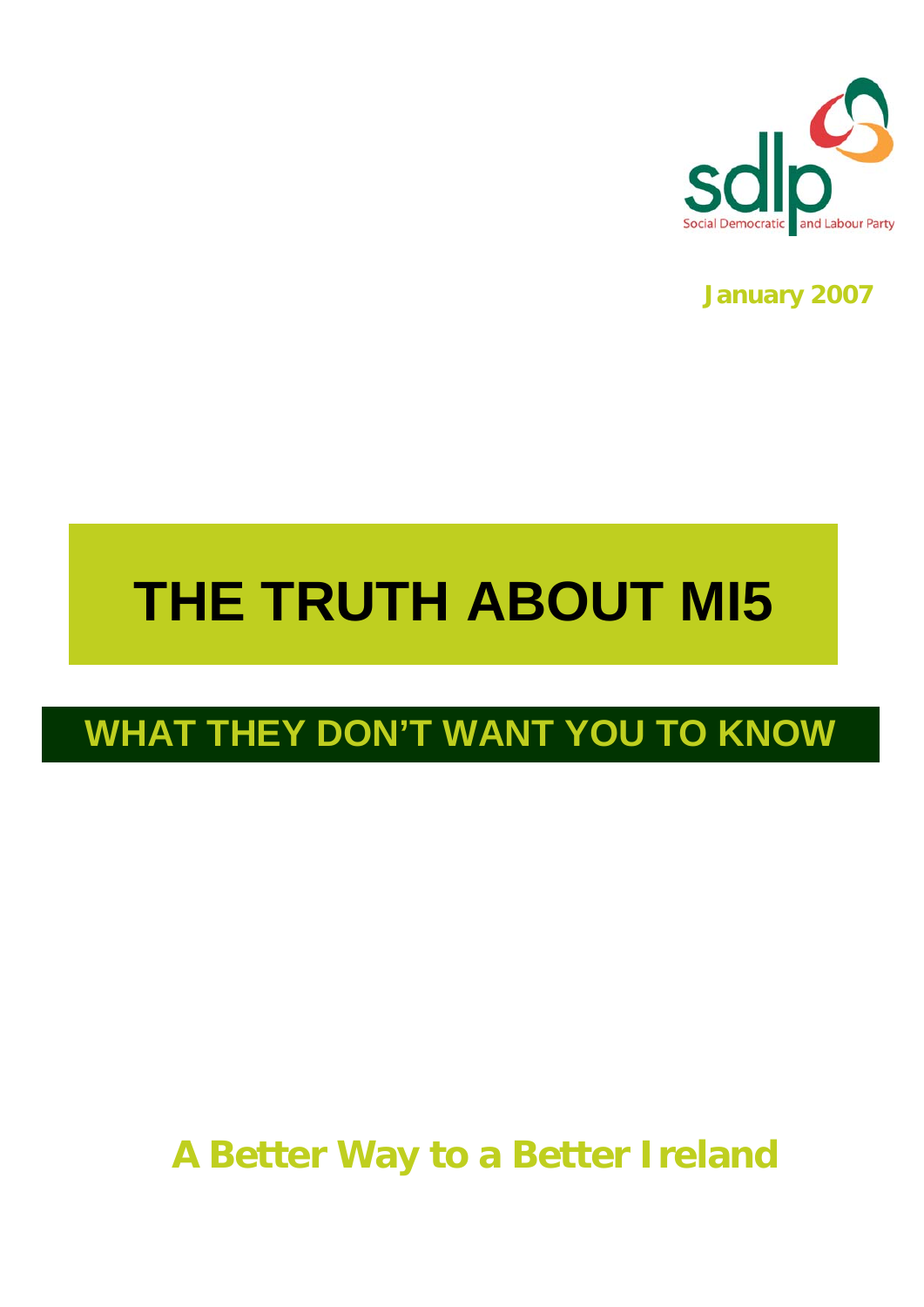sdlp

Social Democratic and Labour Party

**January 2007**

# THE TRUTH ABOUT MI5

## WHAT THEY DON'T WANT YOU TO KNOW

**A Better Way to a Better Ireland**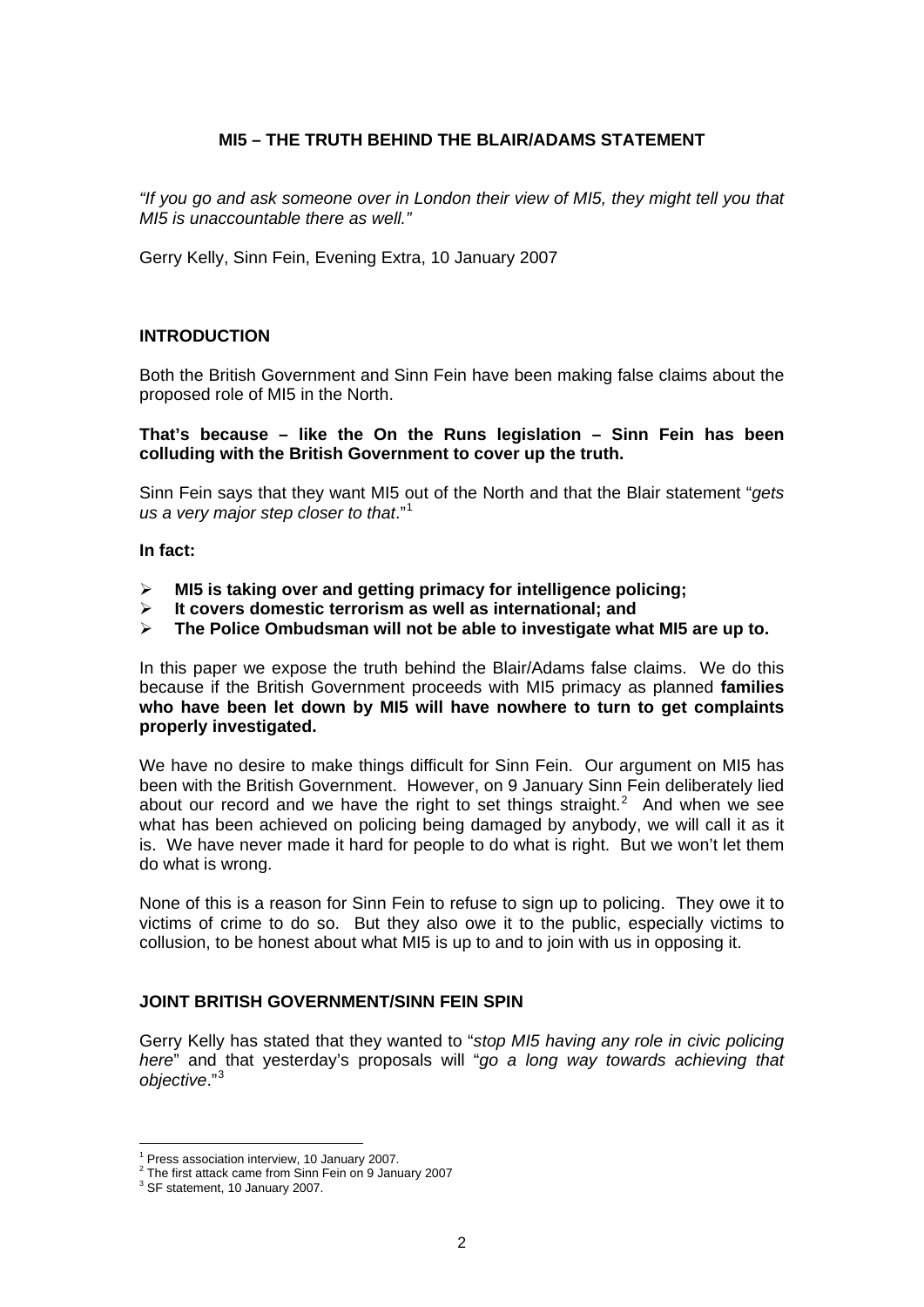## MI5 – THE TRUTH BEHIND THE BLAIR/ADAMS STATEMENT

*"If you go and ask someone over in London their view of MI5, they might tell you that MI5 is unaccountable there as well."*

Gerry Kelly, Sinn Fein, Evening Extra, 10 January 2007

### INTRODUCTION

Both the British Government and Sinn Fein have been making false claims about the proposed role of MI5 in the North.

**That's because – like the On the Runs legislation – Sinn Fein has been colluding with the British Government to cover up the truth.**

Sinn Fein says that they want MI5 out of the North and that the Blair statement "*gets us a very major step closer to that*."[1]

**In fact:**

- **MI5 is taking over and getting primacy for intelligence policing;**
- **It covers domestic terrorism as well as international; and**
- **The Police Ombudsman will not be able to investigate what MI5 are up to.**

In this paper we expose the truth behind the Blair/Adams false claims. We do this because if the British Government proceeds with MI5 primacy as planned **families who have been let down by MI5 will have nowhere to turn to get complaints properly investigated.**

We have no desire to make things difficult for Sinn Fein. Our argument on MI5 has been with the British Government. However, on 9 January Sinn Fein deliberately lied about our record and we have the right to set things straight.[2] And when we see what has been achieved on policing being damaged by anybody, we will call it as it is. We have never made it hard for people to do what is right. But we won't let them do what is wrong.

None of this is a reason for Sinn Fein to refuse to sign up to policing. They owe it to victims of crime to do so. But they also owe it to the public, especially victims to collusion, to be honest about what MI5 is up to and to join with us in opposing it.

### JOINT BRITISH GOVERNMENT/SINN FEIN SPIN

Gerry Kelly has stated that they wanted to "*stop MI5 having any role in civic policing here*" and that yesterday's proposals will "*go a long way towards achieving that objective*."[3]

---

[1] Press association interview, 10 January 2007.
[2] The first attack came from Sinn Fein on 9 January 2007
[3] SF statement, 10 January 2007.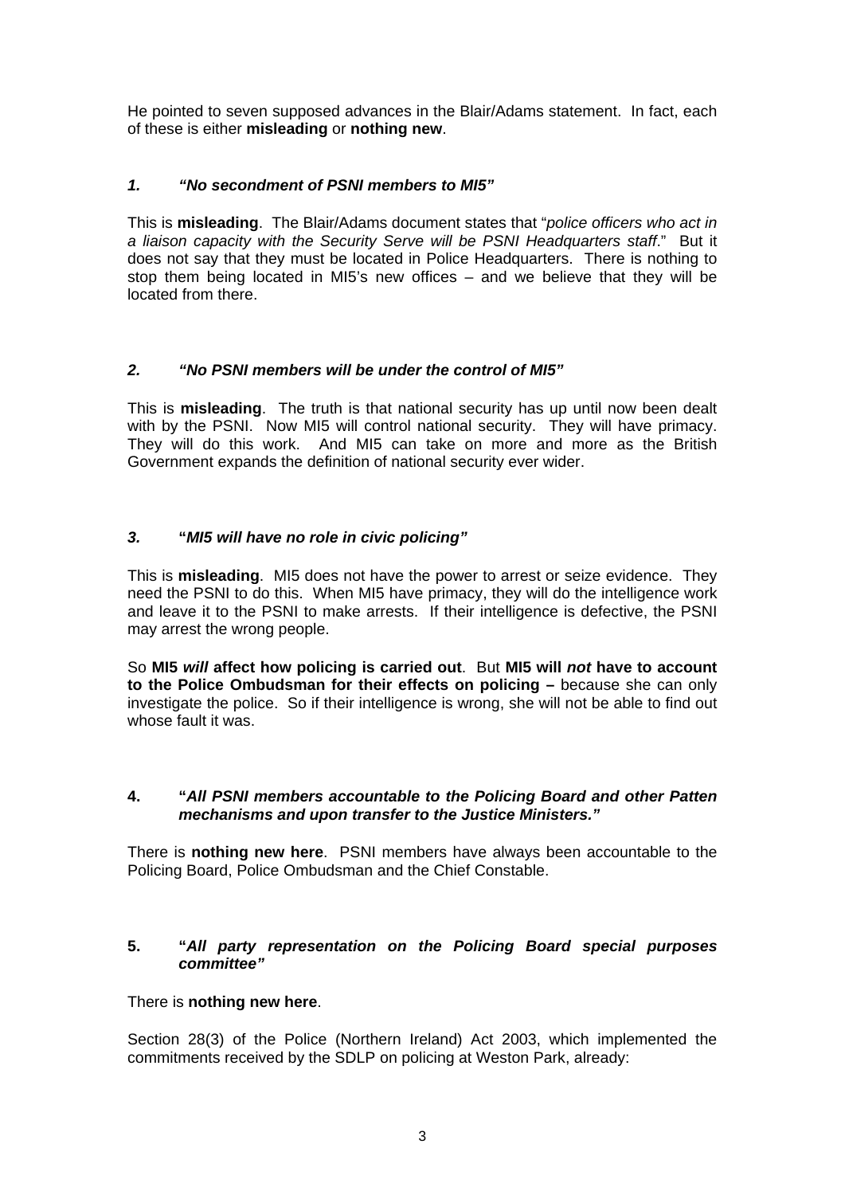He pointed to seven supposed advances in the Blair/Adams statement. In fact, each of these is either **misleading** or **nothing new**.

### *1. "No secondment of PSNI members to MI5"*

This is **misleading**. The Blair/Adams document states that "*police officers who act in a liaison capacity with the Security Serve will be PSNI Headquarters staff*." But it does not say that they must be located in Police Headquarters. There is nothing to stop them being located in MI5's new offices – and we believe that they will be located from there.

### *2. "No PSNI members will be under the control of MI5"*

This is **misleading**. The truth is that national security has up until now been dealt with by the PSNI. Now MI5 will control national security. They will have primacy. They will do this work. And MI5 can take on more and more as the British Government expands the definition of national security ever wider.

### *3.* **"*MI5 will have no role in civic policing"***

This is **misleading**. MI5 does not have the power to arrest or seize evidence. They need the PSNI to do this. When MI5 have primacy, they will do the intelligence work and leave it to the PSNI to make arrests. If their intelligence is defective, the PSNI may arrest the wrong people.

So **MI5 *will* affect how policing is carried out**. But **MI5 will *not* have to account to the Police Ombudsman for their effects on policing –** because she can only investigate the police. So if their intelligence is wrong, she will not be able to find out whose fault it was.

### **4. "*All PSNI members accountable to the Policing Board and other Patten mechanisms and upon transfer to the Justice Ministers."***

There is **nothing new here**. PSNI members have always been accountable to the Policing Board, Police Ombudsman and the Chief Constable.

### **5. "*All party representation on the Policing Board special purposes committee"***

There is **nothing new here**.

Section 28(3) of the Police (Northern Ireland) Act 2003, which implemented the commitments received by the SDLP on policing at Weston Park, already: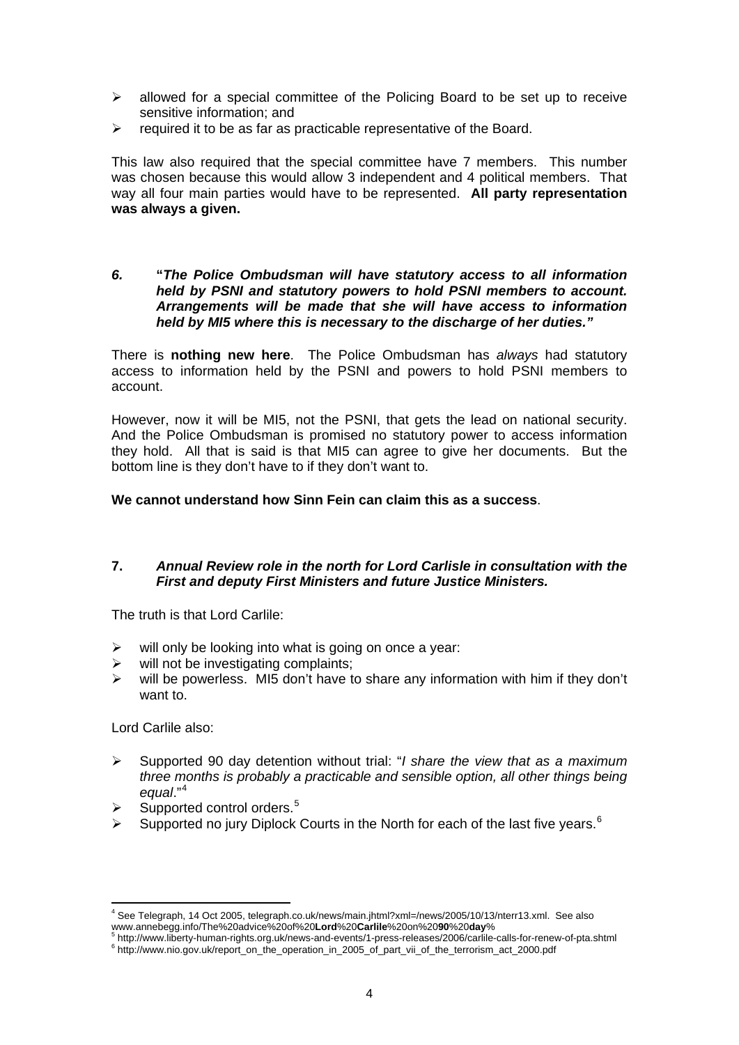- allowed for a special committee of the Policing Board to be set up to receive sensitive information; and
- required it to be as far as practicable representative of the Board.

This law also required that the special committee have 7 members. This number was chosen because this would allow 3 independent and 4 political members. That way all four main parties would have to be represented. **All party representation was always a given.**

***6. "The Police Ombudsman will have statutory access to all information held by PSNI and statutory powers to hold PSNI members to account. Arrangements will be made that she will have access to information held by MI5 where this is necessary to the discharge of her duties."***

There is **nothing new here**. The Police Ombudsman has *always* had statutory access to information held by the PSNI and powers to hold PSNI members to account.

However, now it will be MI5, not the PSNI, that gets the lead on national security. And the Police Ombudsman is promised no statutory power to access information they hold. All that is said is that MI5 can agree to give her documents. But the bottom line is they don't have to if they don't want to.

**We cannot understand how Sinn Fein can claim this as a success**.

**7. *Annual Review role in the north for Lord Carlisle in consultation with the First and deputy First Ministers and future Justice Ministers.***

The truth is that Lord Carlile:

- will only be looking into what is going on once a year:
- will not be investigating complaints;
- will be powerless. MI5 don't have to share any information with him if they don't want to.

Lord Carlile also:

- Supported 90 day detention without trial: "*I share the view that as a maximum three months is probably a practicable and sensible option, all other things being equal*."[4]
- Supported control orders.[5]
- Supported no jury Diplock Courts in the North for each of the last five years.[6]

---

[4] See Telegraph, 14 Oct 2005, telegraph.co.uk/news/main.jhtml?xml=/news/2005/10/13/nterr13.xml. See also www.annebegg.info/The%20advice%20of%20**Lord**%20**Carlile**%20on%20**90**%20**day**%

[5] http://www.liberty-human-rights.org.uk/news-and-events/1-press-releases/2006/carlile-calls-for-renew-of-pta.shtml

[6] http://www.nio.gov.uk/report_on_the_operation_in_2005_of_part_vii_of_the_terrorism_act_2000.pdf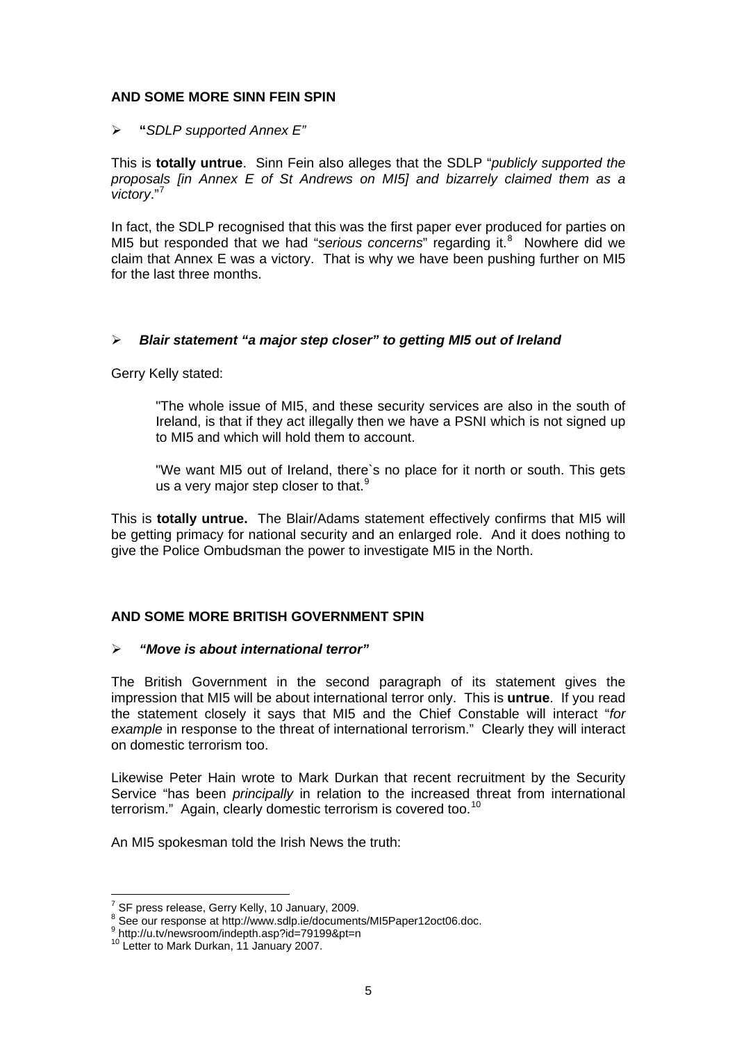**AND SOME MORE SINN FEIN SPIN**

- **"***SDLP supported Annex E"*

This is **totally untrue**. Sinn Fein also alleges that the SDLP "*publicly supported the proposals [in Annex E of St Andrews on MI5] and bizarrely claimed them as a victory*."[7]

In fact, the SDLP recognised that this was the first paper ever produced for parties on MI5 but responded that we had "*serious concerns*" regarding it.[8] Nowhere did we claim that Annex E was a victory. That is why we have been pushing further on MI5 for the last three months.

- ***Blair statement "a major step closer" to getting MI5 out of Ireland***

Gerry Kelly stated:

> "The whole issue of MI5, and these security services are also in the south of Ireland, is that if they act illegally then we have a PSNI which is not signed up to MI5 and which will hold them to account.
>
> "We want MI5 out of Ireland, there`s no place for it north or south. This gets us a very major step closer to that.[9]

This is **totally untrue.** The Blair/Adams statement effectively confirms that MI5 will be getting primacy for national security and an enlarged role. And it does nothing to give the Police Ombudsman the power to investigate MI5 in the North.

**AND SOME MORE BRITISH GOVERNMENT SPIN**

- ***"Move is about international terror"***

The British Government in the second paragraph of its statement gives the impression that MI5 will be about international terror only. This is **untrue**. If you read the statement closely it says that MI5 and the Chief Constable will interact "*for example* in response to the threat of international terrorism." Clearly they will interact on domestic terrorism too.

Likewise Peter Hain wrote to Mark Durkan that recent recruitment by the Security Service "has been *principally* in relation to the increased threat from international terrorism." Again, clearly domestic terrorism is covered too.[10]

An MI5 spokesman told the Irish News the truth:

---

[7] SF press release, Gerry Kelly, 10 January, 2009.
[8] See our response at http://www.sdlp.ie/documents/MI5Paper12oct06.doc.
[9] http://u.tv/newsroom/indepth.asp?id=79199&pt=n
[10] Letter to Mark Durkan, 11 January 2007.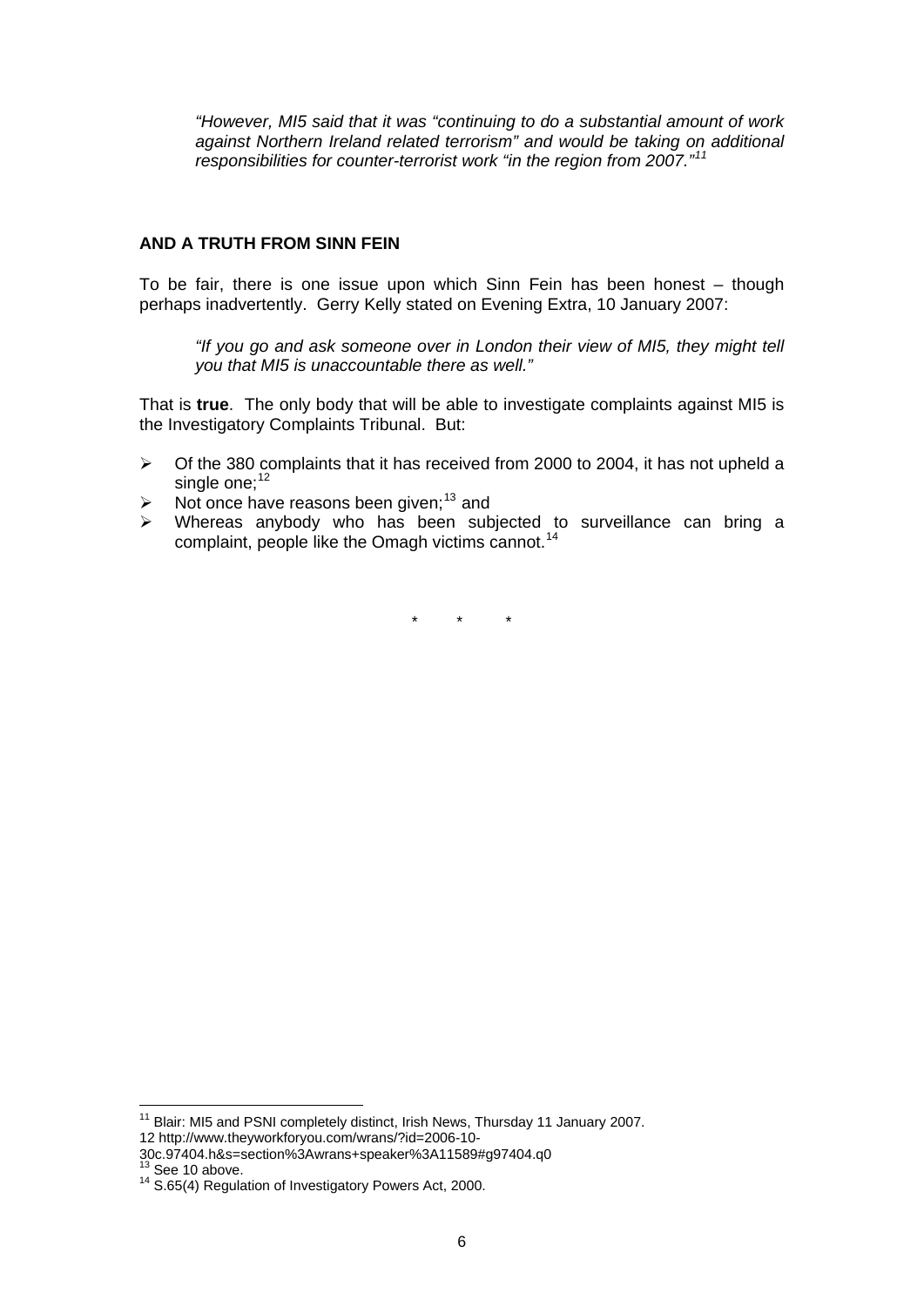> *"However, MI5 said that it was "continuing to do a substantial amount of work against Northern Ireland related terrorism" and would be taking on additional responsibilities for counter-terrorist work "in the region from 2007."*[11]

**AND A TRUTH FROM SINN FEIN**

To be fair, there is one issue upon which Sinn Fein has been honest – though perhaps inadvertently. Gerry Kelly stated on Evening Extra, 10 January 2007:

> *"If you go and ask someone over in London their view of MI5, they might tell you that MI5 is unaccountable there as well."*

That is **true**. The only body that will be able to investigate complaints against MI5 is the Investigatory Complaints Tribunal. But:

- Of the 380 complaints that it has received from 2000 to 2004, it has not upheld a single one;[12]
- Not once have reasons been given;[13] and
- Whereas anybody who has been subjected to surveillance can bring a complaint, people like the Omagh victims cannot.[14]

\* \* \*

---

[11] Blair: MI5 and PSNI completely distinct, Irish News, Thursday 11 January 2007.

12 http://www.theyworkforyou.com/wrans/?id=2006-10-30c.97404.h&s=section%3Awrans+speaker%3A11589#g97404.q0

[13] See 10 above.

[14] S.65(4) Regulation of Investigatory Powers Act, 2000.